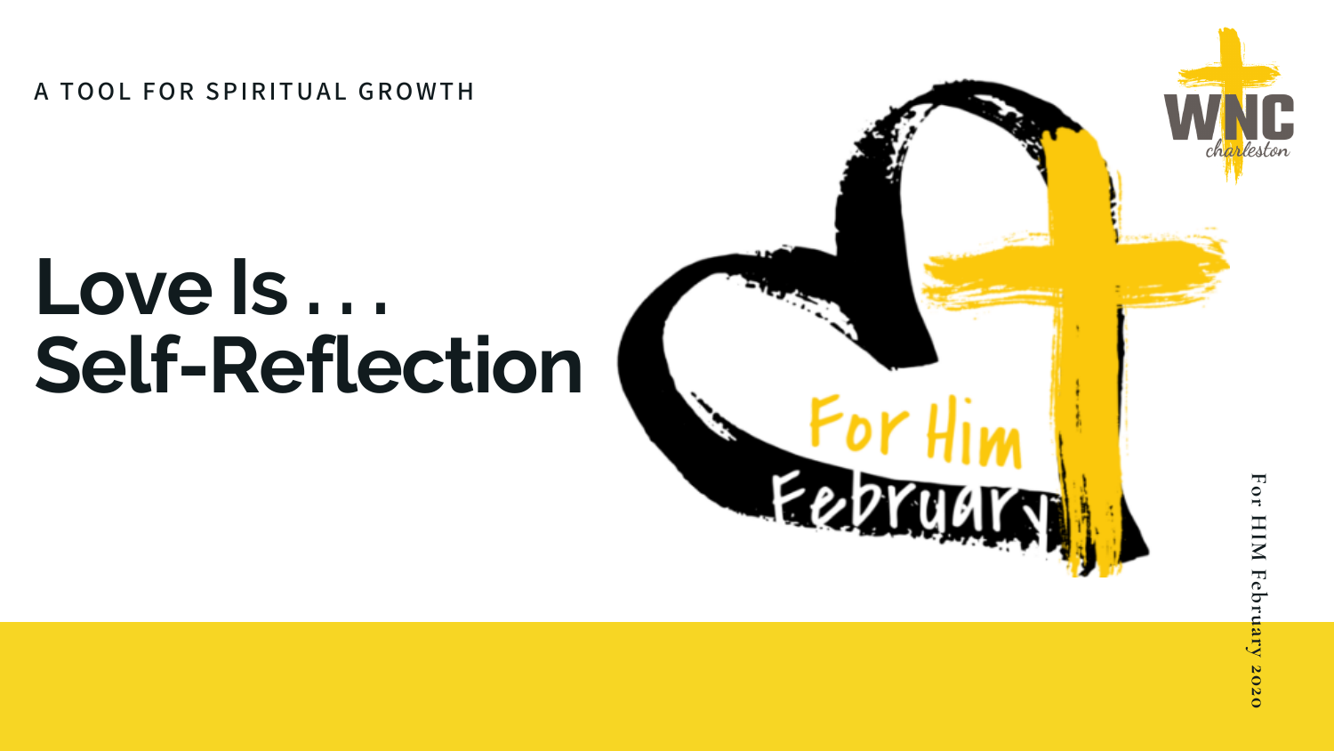A TOOL FOR SPIRITUAL GROWTH

# Love Is . . . Self-Reflection

For Him February

WNC charleston

For HIM February 2020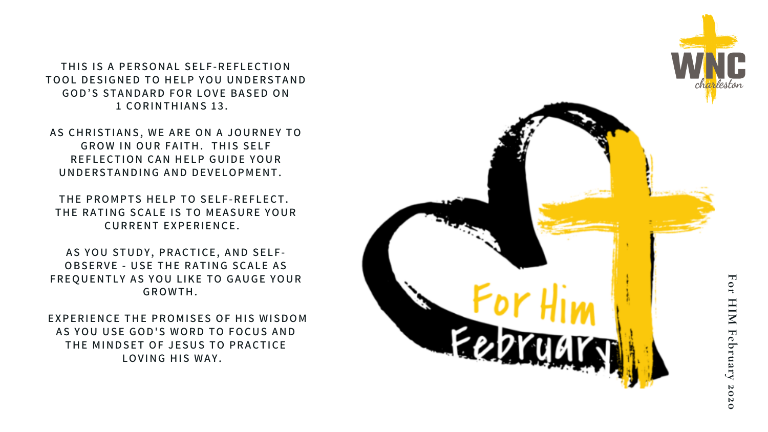THIS IS A PERSONAL SELF-REFLECTION TOOL DESIGNED TO HELP YOU UNDERSTAND GOD'S STANDARD FOR LOVE BASED ON 1 CORINTHIANS 13.

AS CHRISTIANS, WE ARE ON A JOURNEY TO GROW IN OUR FAITH. THIS SELF REFLECTION CAN HELP GUIDE YOUR UNDERSTANDING AND DEVELOPMENT.

THE PROMPTS HELP TO SELF-REFLECT. THE RATING SCALE IS TO MEASURE YOUR CURRENT EXPERIENCE.

AS YOU STUDY, PRACTICE, AND SELF-OBSERVE - USE THE RATING SCALE AS FREQUENTLY AS YOU LIKE TO GAUGE YOUR GROWTH.

EXPERIENCE THE PROMISES OF HIS WISDOM AS YOU USE GOD'S WORD TO FOCUS AND THE MINDSET OF JESUS TO PRACTICE LOVING HIS WAY.

WNC charleston

For Him February

For HIM February 2020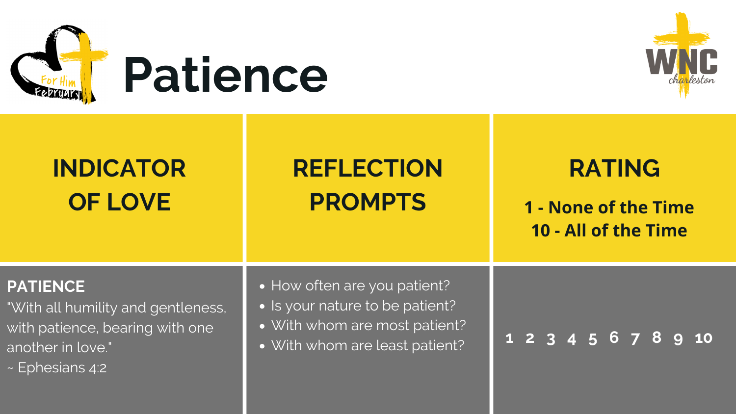# Patience

| INDICATOR OF LOVE | REFLECTION PROMPTS | RATING<br>1 - None of the Time<br>10 - All of the Time |
|---|---|---|
| **PATIENCE**<br>"With all humility and gentleness, with patience, bearing with one another in love."<br>~ Ephesians 4:2 | • How often are you patient?<br>• Is your nature to be patient?<br>• With whom are most patient?<br>• With whom are least patient? | 1 2 3 4 5 6 7 8 9 10 |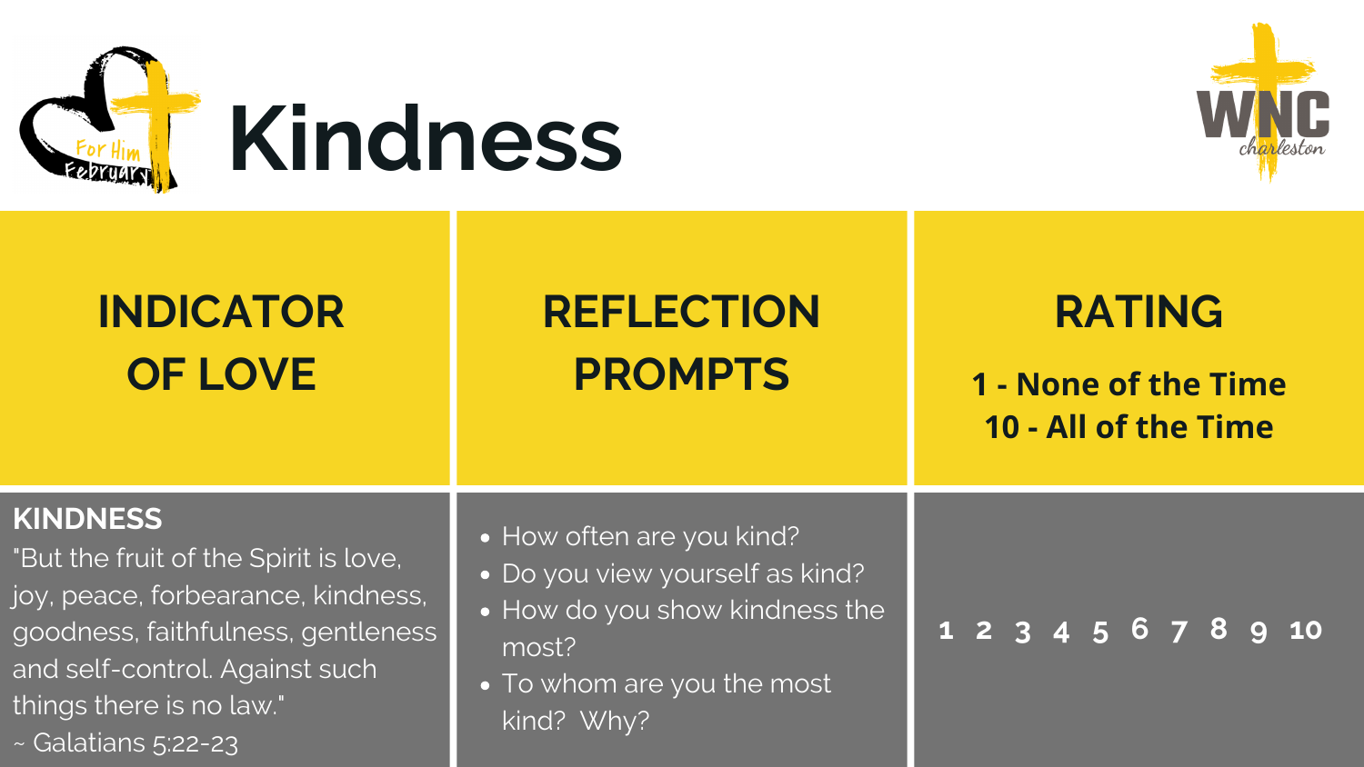# Kindness

| INDICATOR OF LOVE | REFLECTION PROMPTS | RATING<br>1 - None of the Time<br>10 - All of the Time |
|---|---|---|
| **KINDNESS**<br>"But the fruit of the Spirit is love, joy, peace, forbearance, kindness, goodness, faithfulness, gentleness and self-control. Against such things there is no law."<br>~ Galatians 5:22-23 | • How often are you kind?<br>• Do you view yourself as kind?<br>• How do you show kindness the most?<br>• To whom are you the most kind? Why? | 1 2 3 4 5 6 7 8 9 10 |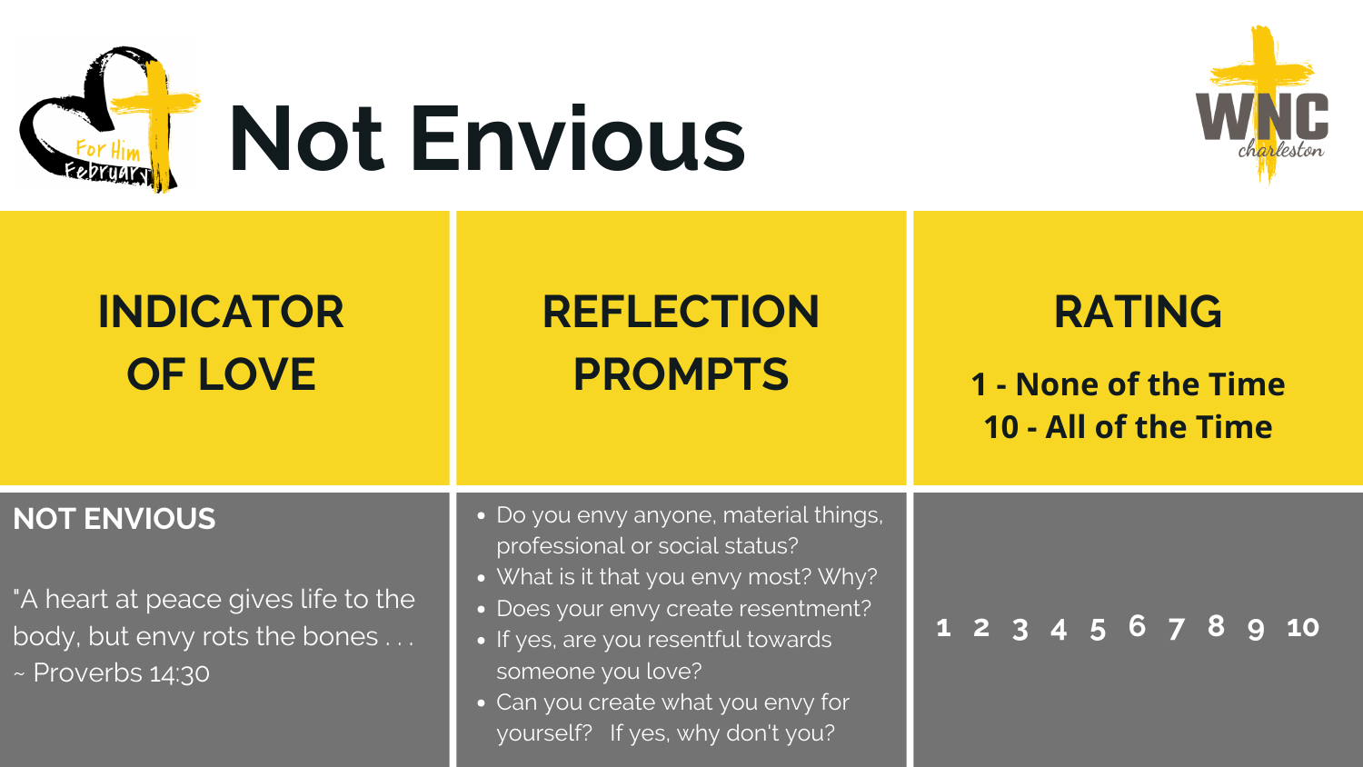# Not Envious

| INDICATOR OF LOVE | REFLECTION PROMPTS | RATING<br>1 - None of the Time<br>10 - All of the Time |
| --- | --- | --- |
| **NOT ENVIOUS**<br><br>"A heart at peace gives life to the body, but envy rots the bones . . . ~ Proverbs 14:30 | • Do you envy anyone, material things, professional or social status?<br>• What is it that you envy most? Why?<br>• Does your envy create resentment?<br>• If yes, are you resentful towards someone you love?<br>• Can you create what you envy for yourself? If yes, why don't you? | 1 2 3 4 5 6 7 8 9 10 |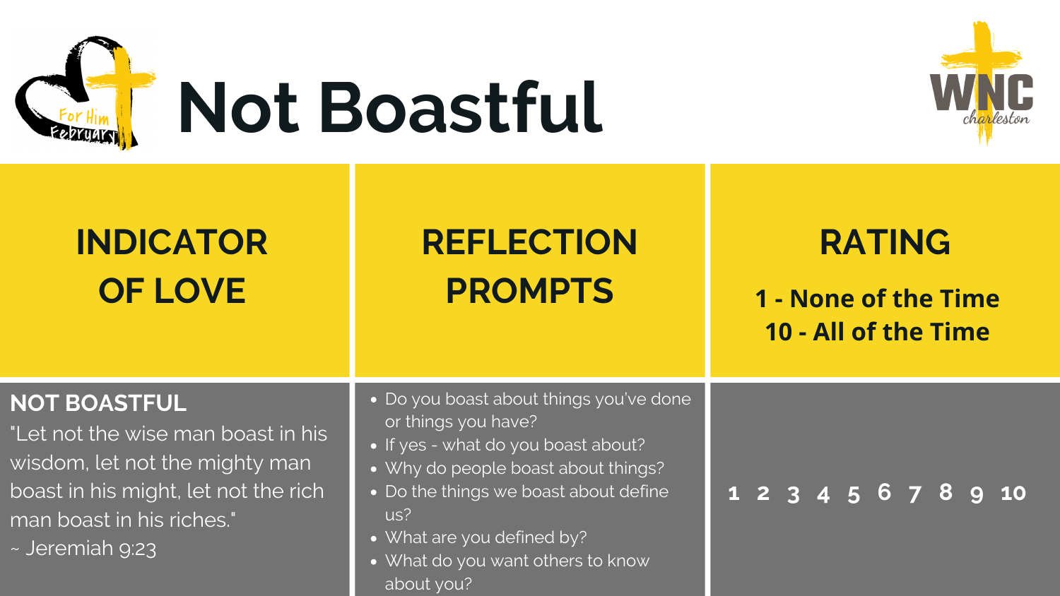# Not Boastful

| INDICATOR OF LOVE | REFLECTION PROMPTS | RATING<br>1 - None of the Time<br>10 - All of the Time |
| --- | --- | --- |
| **NOT BOASTFUL**<br>"Let not the wise man boast in his wisdom, let not the mighty man boast in his might, let not the rich man boast in his riches."<br>~ Jeremiah 9:23 | • Do you boast about things you've done or things you have?<br>• If yes - what do you boast about?<br>• Why do people boast about things?<br>• Do the things we boast about define us?<br>• What are you defined by?<br>• What do you want others to know about you? | 1 2 3 4 5 6 7 8 9 10 |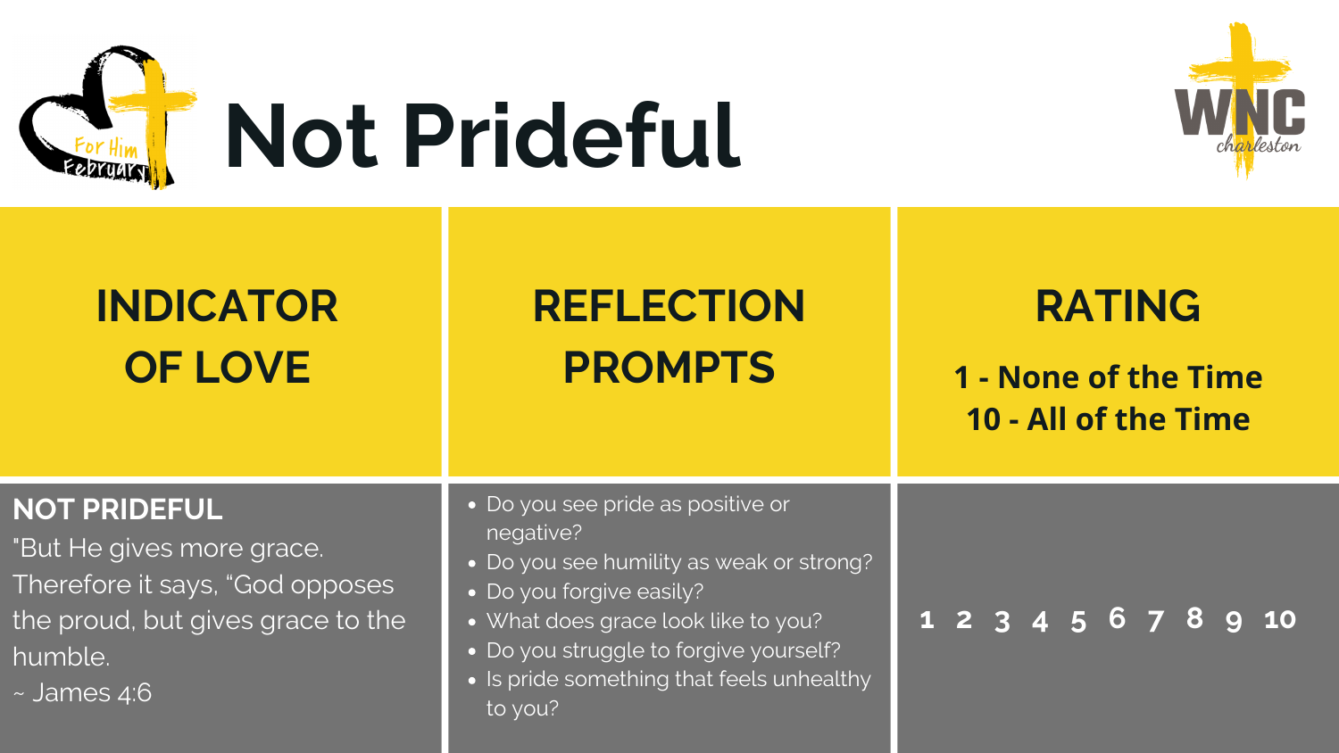# Not Prideful

| INDICATOR OF LOVE | REFLECTION PROMPTS | RATING<br>1 - None of the Time<br>10 - All of the Time |
| --- | --- | --- |
| **NOT PRIDEFUL**<br>"But He gives more grace. Therefore it says, “God opposes the proud, but gives grace to the humble.<br>~ James 4:6 | • Do you see pride as positive or negative?<br>• Do you see humility as weak or strong?<br>• Do you forgive easily?<br>• What does grace look like to you?<br>• Do you struggle to forgive yourself?<br>• Is pride something that feels unhealthy to you? | 1 2 3 4 5 6 7 8 9 10 |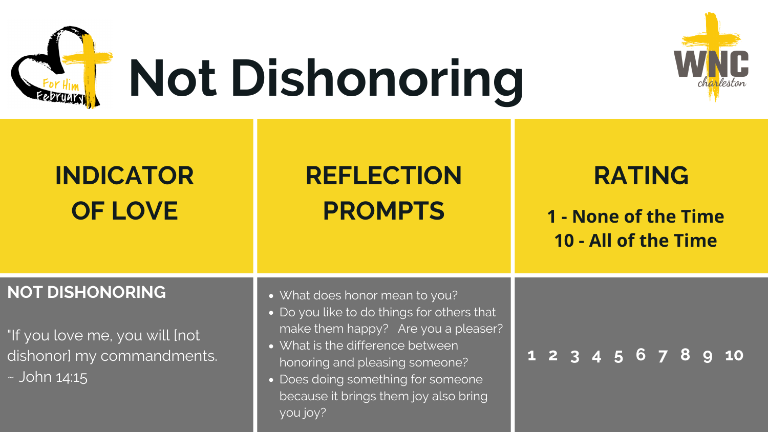# Not Dishonoring

| INDICATOR OF LOVE | REFLECTION PROMPTS | RATING<br>**1 - None of the Time**<br>**10 - All of the Time** |
|---|---|---|
| **NOT DISHONORING**<br><br>"If you love me, you will [not dishonor] my commandments. ~ John 14:15 | • What does honor mean to you?<br>• Do you like to do things for others that make them happy? Are you a pleaser?<br>• What is the difference between honoring and pleasing someone?<br>• Does doing something for someone because it brings them joy also bring you joy? | 1 2 3 4 5 6 7 8 9 10 |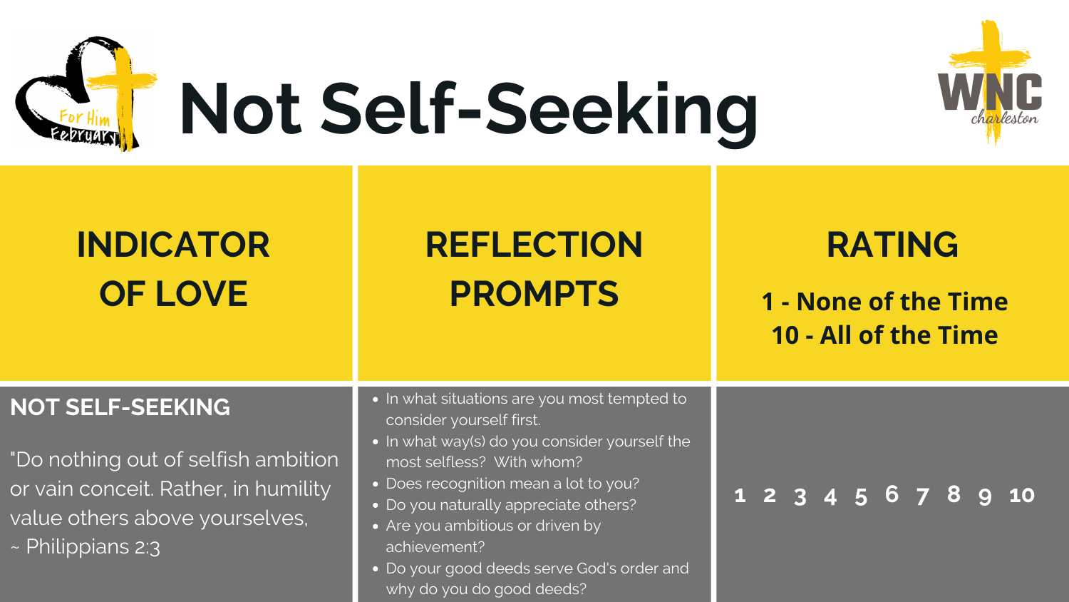# Not Self-Seeking

| INDICATOR OF LOVE | REFLECTION PROMPTS | RATING<br>1 - None of the Time<br>10 - All of the Time |
| --- | --- | --- |
| **NOT SELF-SEEKING**<br><br>"Do nothing out of selfish ambition or vain conceit. Rather, in humility value others above yourselves,<br>~ Philippians 2:3 | • In what situations are you most tempted to consider yourself first.<br>• In what way(s) do you consider yourself the most selfless? With whom?<br>• Does recognition mean a lot to you?<br>• Do you naturally appreciate others?<br>• Are you ambitious or driven by achievement?<br>• Do your good deeds serve God's order and why do you do good deeds? | 1 2 3 4 5 6 7 8 9 10 |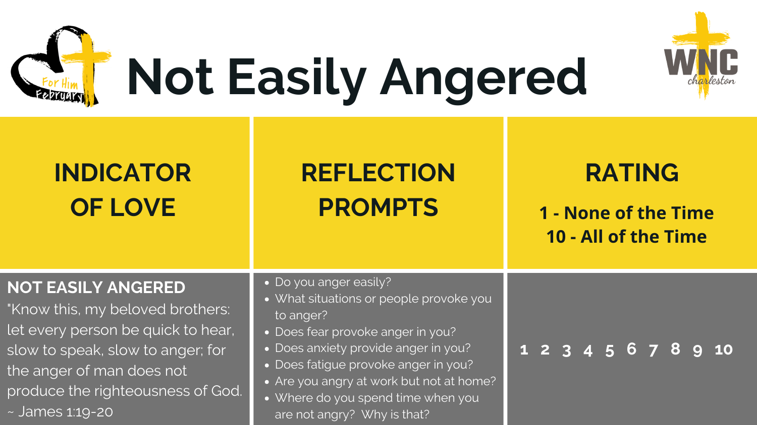# Not Easily Angered

| INDICATOR OF LOVE | REFLECTION PROMPTS | RATING<br>1 - None of the Time<br>10 - All of the Time |
| --- | --- | --- |
| **NOT EASILY ANGERED**<br>"Know this, my beloved brothers: let every person be quick to hear, slow to speak, slow to anger; for the anger of man does not produce the righteousness of God.<br>~ James 1:19-20 | • Do you anger easily?<br>• What situations or people provoke you to anger?<br>• Does fear provoke anger in you?<br>• Does anxiety provide anger in you?<br>• Does fatigue provoke anger in you?<br>• Are you angry at work but not at home?<br>• Where do you spend time when you are not angry? Why is that? | 1 2 3 4 5 6 7 8 9 10 |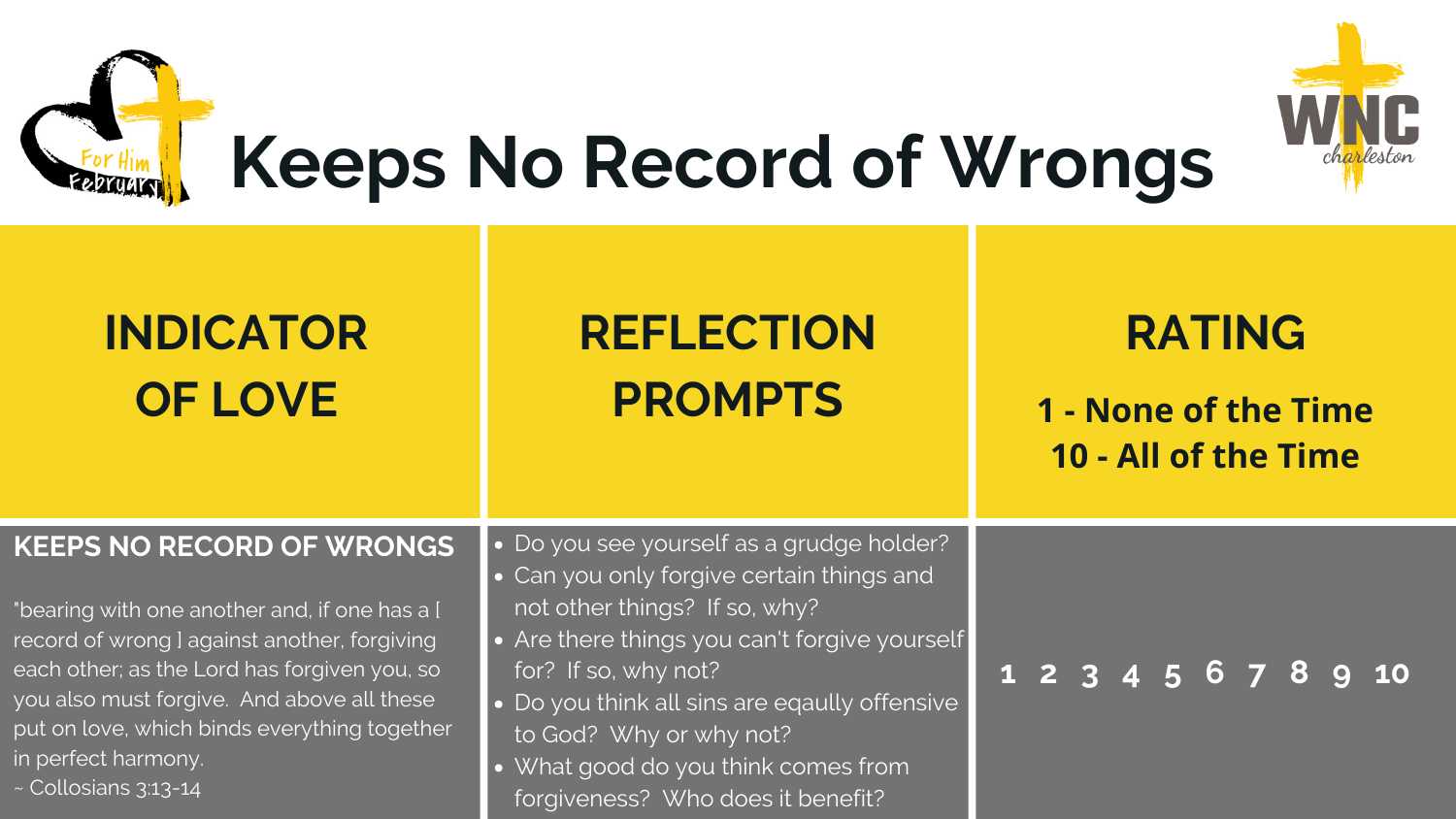# Keeps No Record of Wrongs

| INDICATOR OF LOVE | REFLECTION PROMPTS | RATING<br>1 - None of the Time<br>10 - All of the Time |
| --- | --- | --- |
| **KEEPS NO RECORD OF WRONGS**<br><br>"bearing with one another and, if one has a [ record of wrong ] against another, forgiving each other; as the Lord has forgiven you, so you also must forgive. And above all these put on love, which binds everything together in perfect harmony.<br>~ Colossians 3:13-14 | • Do you see yourself as a grudge holder?<br>• Can you only forgive certain things and not other things? If so, why?<br>• Are there things you can't forgive yourself for? If so, why not?<br>• Do you think all sins are eqally offensive to God? Why or why not?<br>• What good do you think comes from forgiveness? Who does it benefit? | 1 2 3 4 5 6 7 8 9 10 |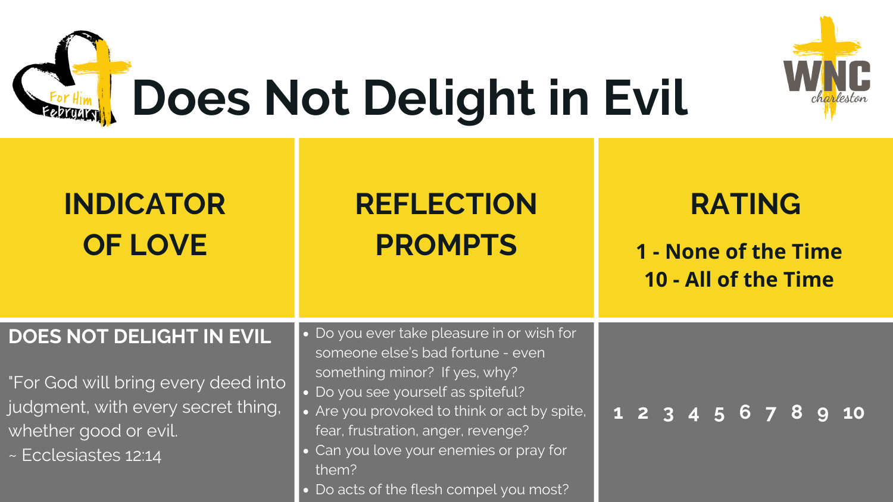# Does Not Delight in Evil

| INDICATOR OF LOVE | REFLECTION PROMPTS | RATING<br>1 - None of the Time<br>10 - All of the Time |
|---|---|---|
| **DOES NOT DELIGHT IN EVIL**<br><br>"For God will bring every deed into judgment, with every secret thing, whether good or evil.<br>~ Ecclesiastes 12:14 | • Do you ever take pleasure in or wish for someone else's bad fortune - even something minor? If yes, why?<br>• Do you see yourself as spiteful?<br>• Are you provoked to think or act by spite, fear, frustration, anger, revenge?<br>• Can you love your enemies or pray for them?<br>• Do acts of the flesh compel you most? | 1 2 3 4 5 6 7 8 9 10 |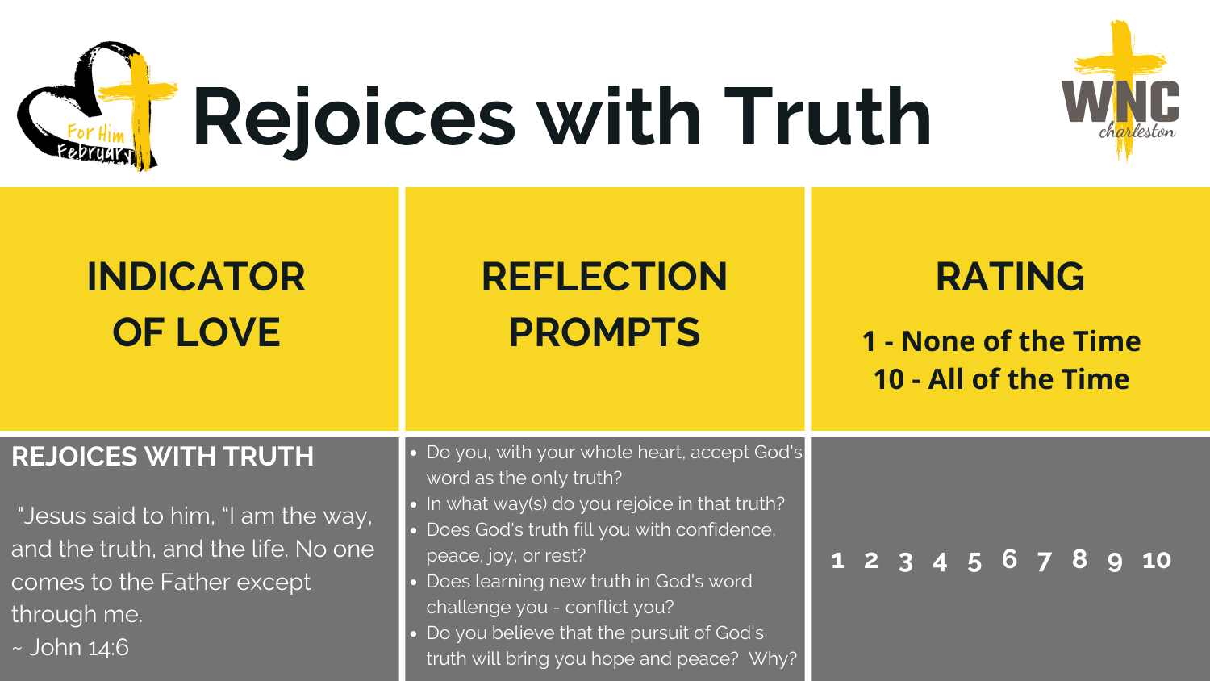# Rejoices with Truth

| INDICATOR OF LOVE | REFLECTION PROMPTS | RATING<br>1 - None of the Time<br>10 - All of the Time |
|---|---|---|
| **REJOICES WITH TRUTH**<br><br>"Jesus said to him, "I am the way, and the truth, and the life. No one comes to the Father except through me.<br>~ John 14:6 | • Do you, with your whole heart, accept God's word as the only truth?<br>• In what way(s) do you rejoice in that truth?<br>• Does God's truth fill you with confidence, peace, joy, or rest?<br>• Does learning new truth in God's word challenge you - conflict you?<br>• Do you believe that the pursuit of God's truth will bring you hope and peace? Why? | 1 2 3 4 5 6 7 8 9 10 |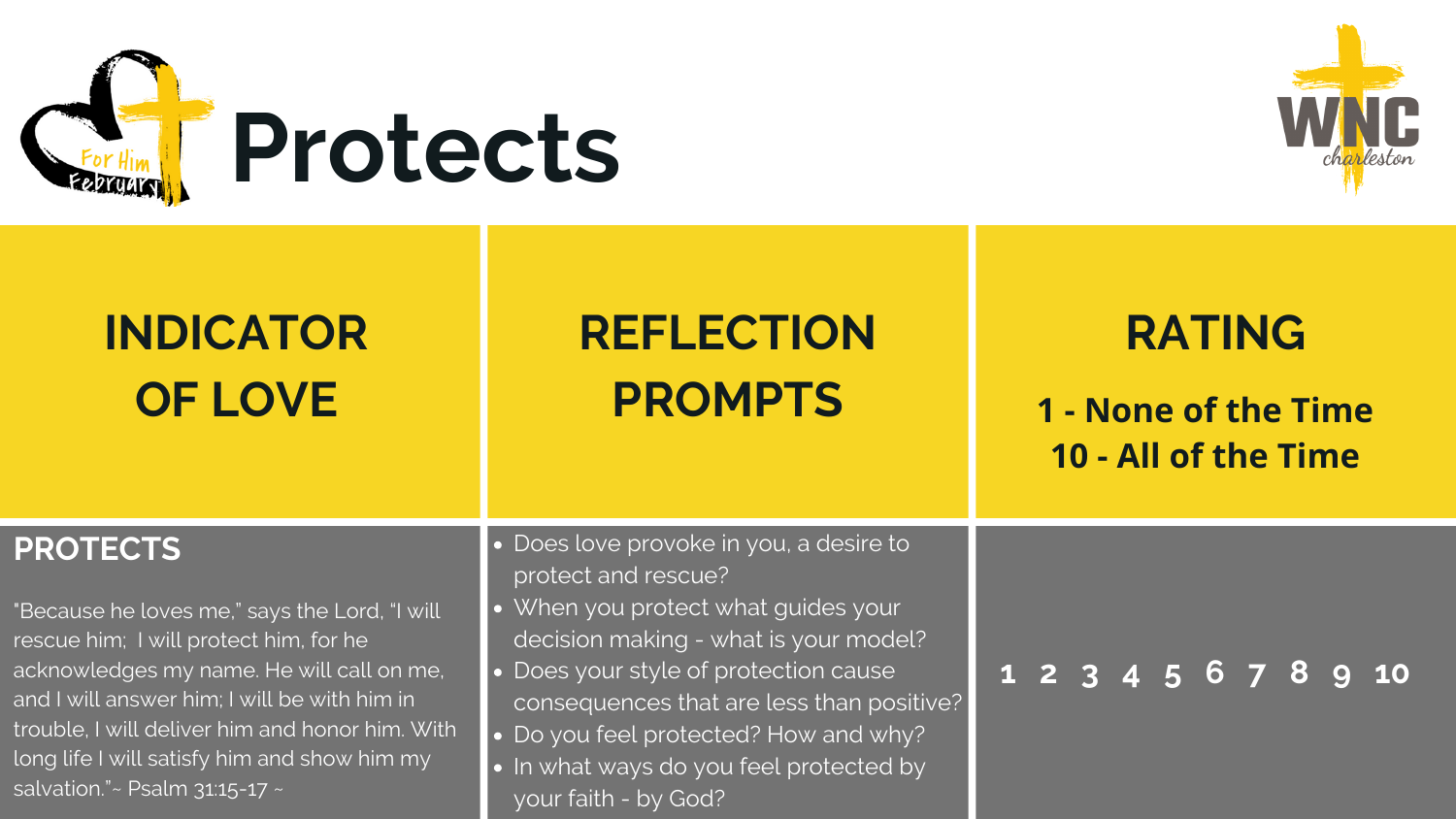# Protects

| INDICATOR OF LOVE | REFLECTION PROMPTS | RATING<br>1 - None of the Time<br>10 - All of the Time |
| --- | --- | --- |
| **PROTECTS**<br><br>"Because he loves me," says the Lord, "I will rescue him; I will protect him, for he acknowledges my name. He will call on me, and I will answer him; I will be with him in trouble, I will deliver him and honor him. With long life I will satisfy him and show him my salvation."~ Psalm 31:15-17 ~ | • Does love provoke in you, a desire to protect and rescue?<br>• When you protect what guides your decision making - what is your model?<br>• Does your style of protection cause consequences that are less than positive?<br>• Do you feel protected? How and why?<br>• In what ways do you feel protected by your faith - by God? | 1 2 3 4 5 6 7 8 9 10 |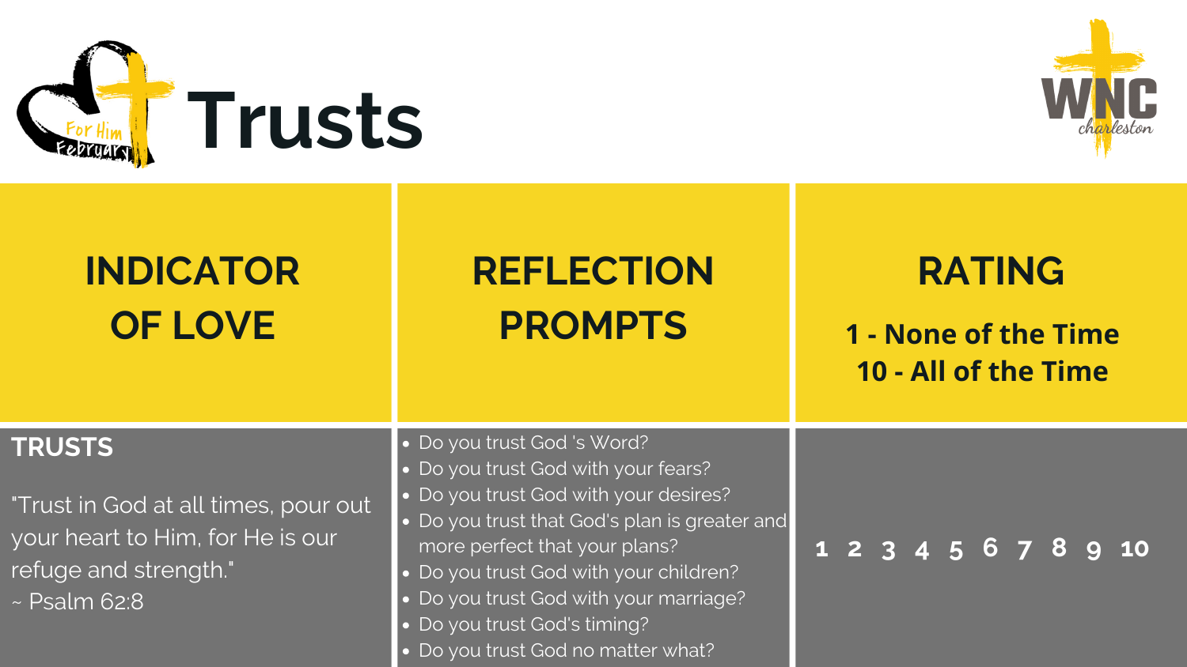# Trusts

| INDICATOR OF LOVE | REFLECTION PROMPTS | RATING<br>1 - None of the Time<br>10 - All of the Time |
|---|---|---|
| **TRUSTS**<br><br>"Trust in God at all times, pour out your heart to Him, for He is our refuge and strength."<br>~ Psalm 62:8 | • Do you trust God 's Word?<br>• Do you trust God with your fears?<br>• Do you trust God with your desires?<br>• Do you trust that God's plan is greater and more perfect that your plans?<br>• Do you trust God with your children?<br>• Do you trust God with your marriage?<br>• Do you trust God's timing?<br>• Do you trust God no matter what? | 1 2 3 4 5 6 7 8 9 10 |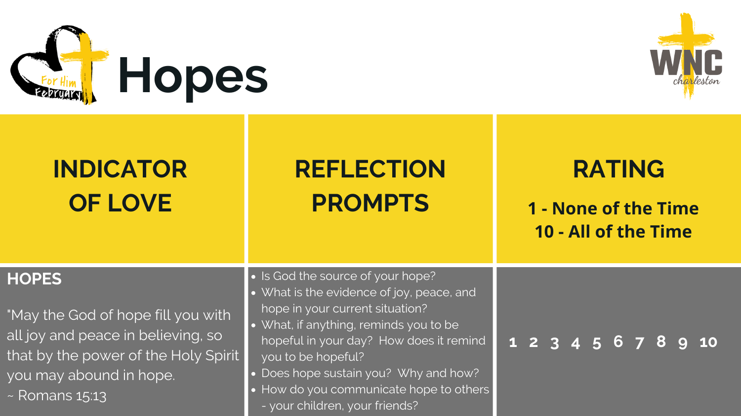# Hopes

| INDICATOR OF LOVE | REFLECTION PROMPTS | RATING<br>1 - None of the Time<br>10 - All of the Time |
|---|---|---|
| **HOPES**<br><br>"May the God of hope fill you with all joy and peace in believing, so that by the power of the Holy Spirit you may abound in hope.<br>~ Romans 15:13 | • Is God the source of your hope?<br>• What is the evidence of joy, peace, and hope in your current situation?<br>• What, if anything, reminds you to be hopeful in your day? How does it remind you to be hopeful?<br>• Does hope sustain you? Why and how?<br>• How do you communicate hope to others - your children, your friends? | 1 2 3 4 5 6 7 8 9 10 |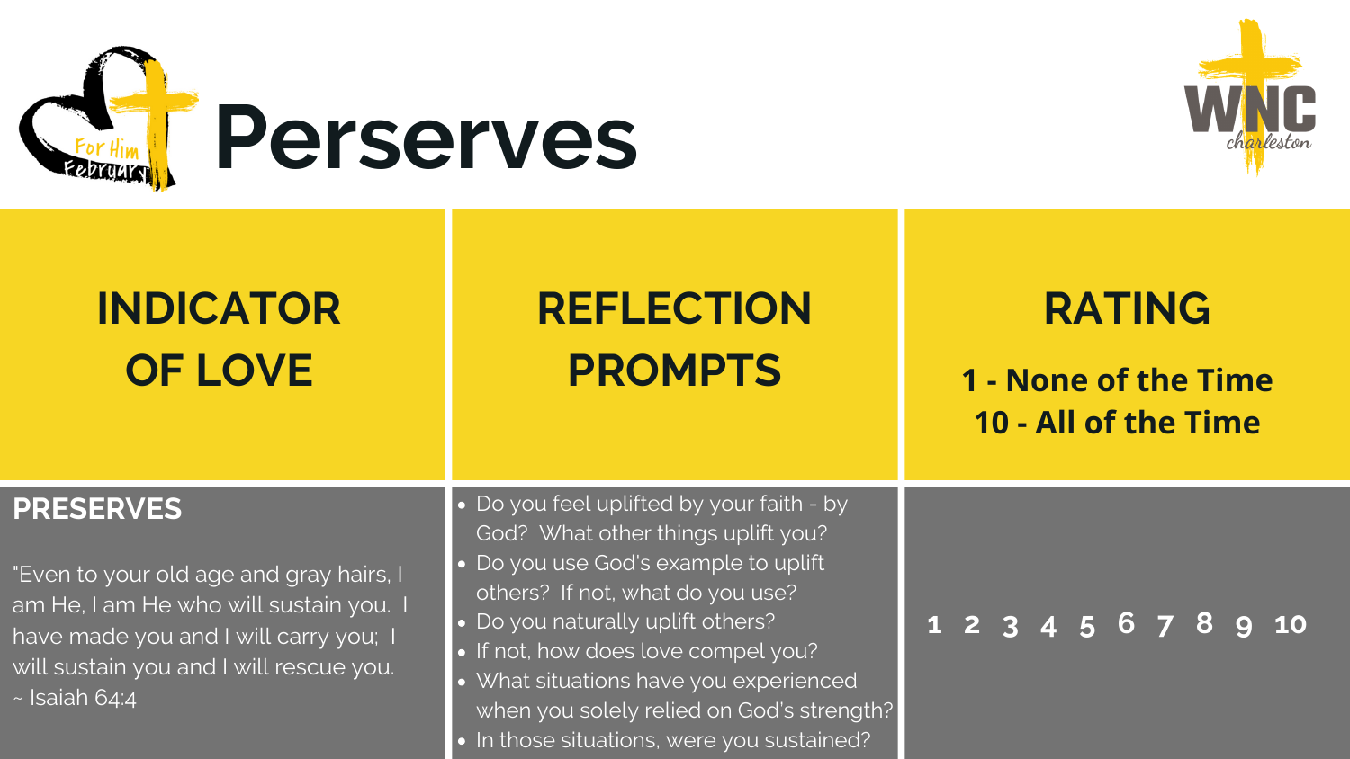# Perserves

| INDICATOR OF LOVE | REFLECTION PROMPTS | RATING<br>1 - None of the Time<br>10 - All of the Time |
|---|---|---|
| **PRESERVES**<br><br>"Even to your old age and gray hairs, I am He, I am He who will sustain you. I have made you and I will carry you; I will sustain you and I will rescue you. ~ Isaiah 64:4 | • Do you feel uplifted by your faith - by God? What other things uplift you?<br>• Do you use God's example to uplift others? If not, what do you use?<br>• Do you naturally uplift others?<br>• If not, how does love compel you?<br>• What situations have you experienced when you solely relied on God's strength?<br>• In those situations, were you sustained? | 1 2 3 4 5 6 7 8 9 10 |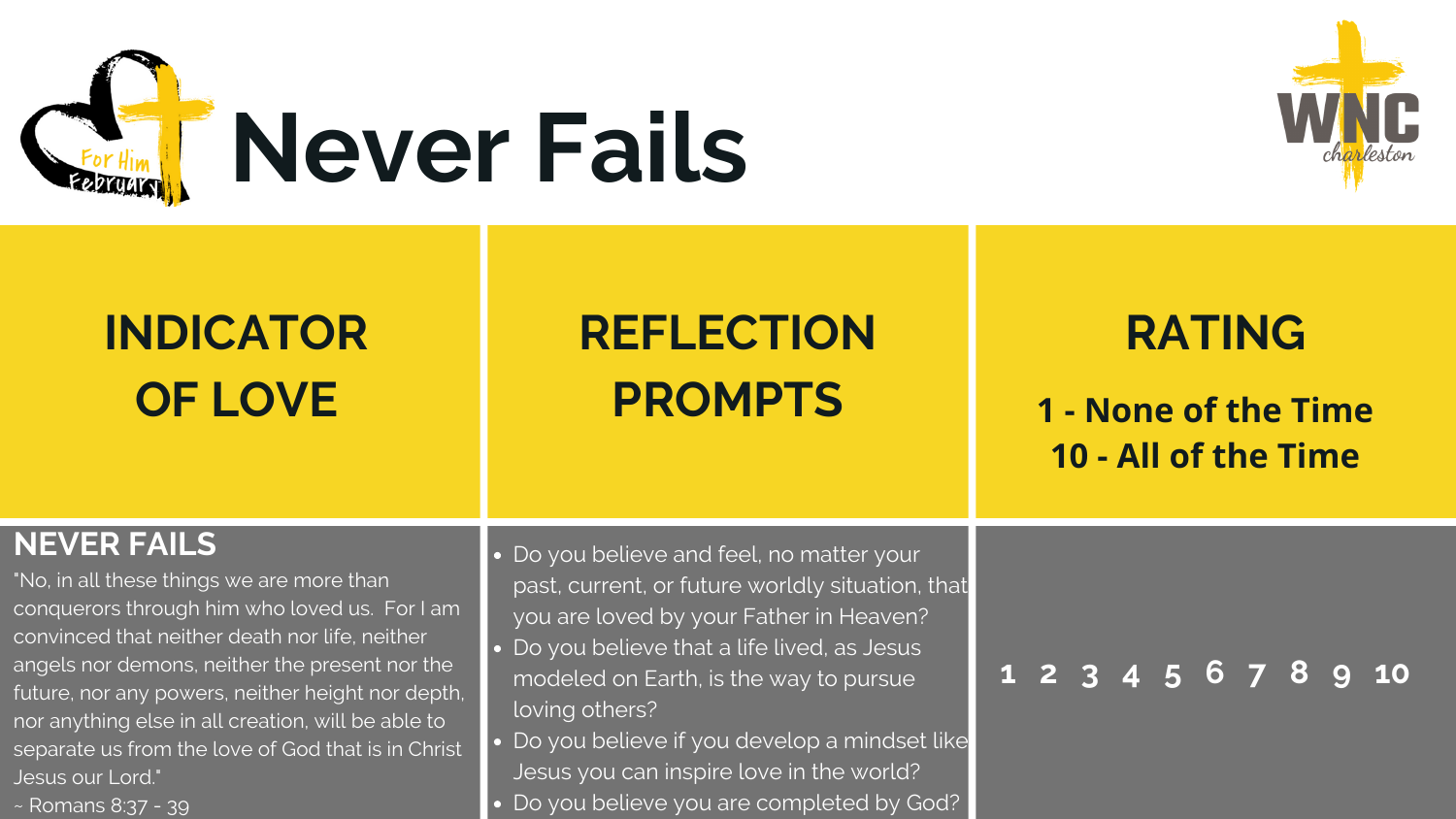# Never Fails

| INDICATOR OF LOVE | REFLECTION PROMPTS | RATING<br>1 - None of the Time<br>10 - All of the Time |
|---|---|---|
| **NEVER FAILS**<br>"No, in all these things we are more than conquerors through him who loved us. For I am convinced that neither death nor life, neither angels nor demons, neither the present nor the future, nor any powers, neither height nor depth, nor anything else in all creation, will be able to separate us from the love of God that is in Christ Jesus our Lord."<br>~ Romans 8:37 - 39 | • Do you believe and feel, no matter your past, current, or future worldly situation, that you are loved by your Father in Heaven?<br>• Do you believe that a life lived, as Jesus modeled on Earth, is the way to pursue loving others?<br>• Do you believe if you develop a mindset like Jesus you can inspire love in the world?<br>• Do you believe you are completed by God? | 1 2 3 4 5 6 7 8 9 10 |